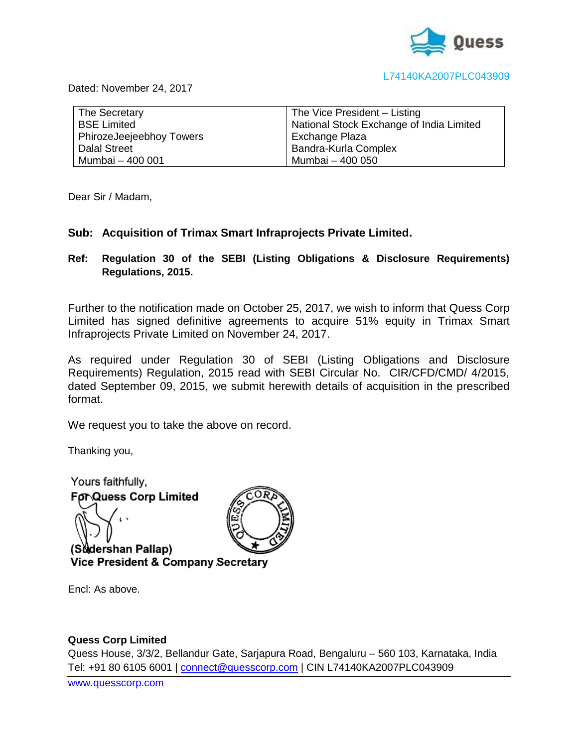Quess

L74140KA2007PLC043909

Dated: November 24, 2017

| The Secretary<br>BSE Limited<br>PhirozeJeejeebhoy Towers<br>Dalal Street<br>Mumbai – 400 001 | The Vice President – Listing<br>National Stock Exchange of India Limited<br>Exchange Plaza<br>Bandra-Kurla Complex<br>Mumbai – 400 050 |
|---|---|

Dear Sir / Madam,

**Sub: Acquisition of Trimax Smart Infraprojects Private Limited.**

**Ref: Regulation 30 of the SEBI (Listing Obligations & Disclosure Requirements) Regulations, 2015.**

Further to the notification made on October 25, 2017, we wish to inform that Quess Corp Limited has signed definitive agreements to acquire 51% equity in Trimax Smart Infraprojects Private Limited on November 24, 2017.

As required under Regulation 30 of SEBI (Listing Obligations and Disclosure Requirements) Regulation, 2015 read with SEBI Circular No. CIR/CFD/CMD/ 4/2015, dated September 09, 2015, we submit herewith details of acquisition in the prescribed format.

We request you to take the above on record.

Thanking you,

Yours faithfully,
**For Quess Corp Limited**

**(Sudershan Pallap)**
**Vice President & Company Secretary**

Encl: As above.

**Quess Corp Limited**
Quess House, 3/3/2, Bellandur Gate, Sarjapura Road, Bengaluru – 560 103, Karnataka, India
Tel: +91 80 6105 6001 | connect@quesscorp.com | CIN L74140KA2007PLC043909
www.quesscorp.com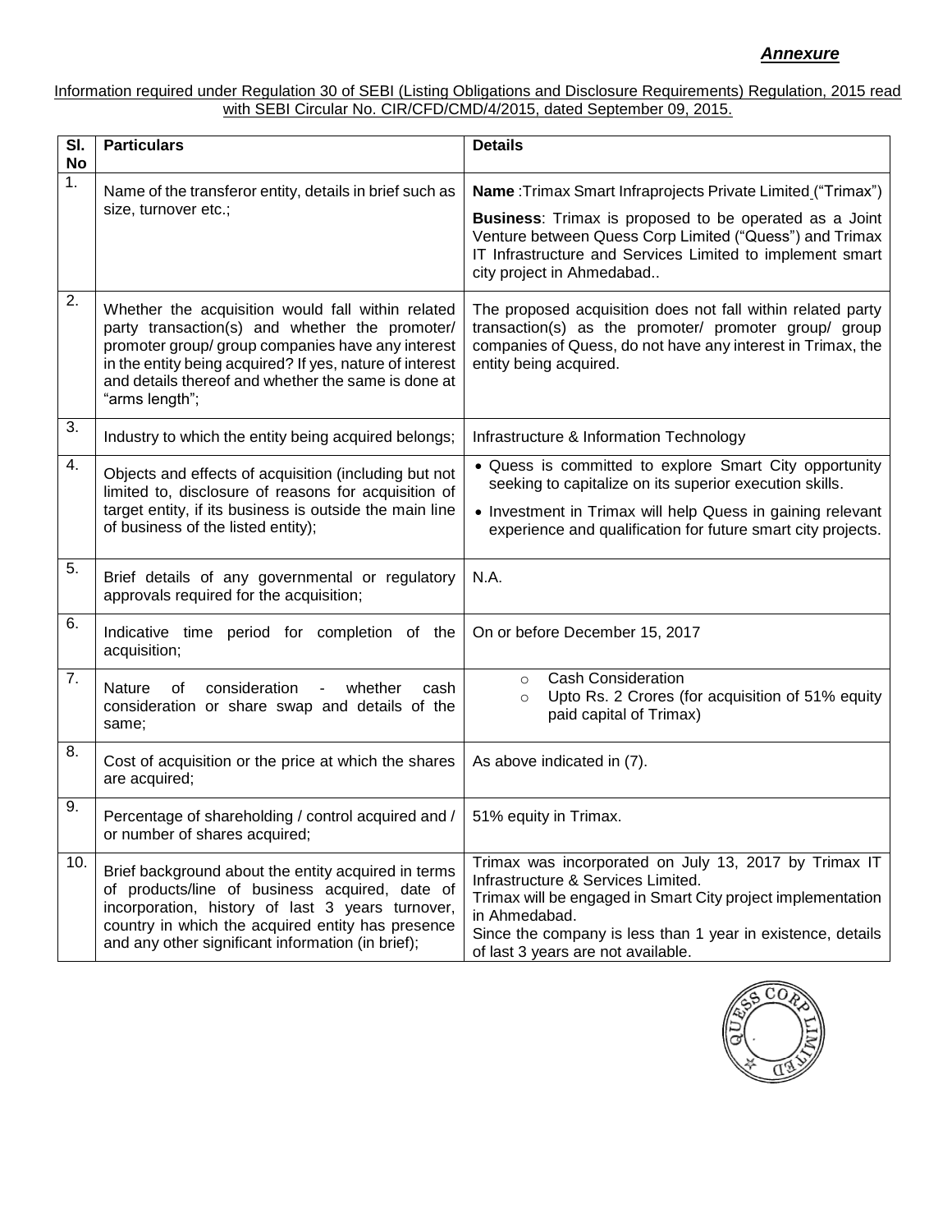***Annexure***

Information required under Regulation 30 of SEBI (Listing Obligations and Disclosure Requirements) Regulation, 2015 read with SEBI Circular No. CIR/CFD/CMD/4/2015, dated September 09, 2015.

| Sl. No | Particulars | Details |
|---|---|---|
| 1. | Name of the transferor entity, details in brief such as size, turnover etc.; | **Name** :Trimax Smart Infraprojects Private Limited ("Trimax")<br>**Business**: Trimax is proposed to be operated as a Joint Venture between Quess Corp Limited ("Quess") and Trimax IT Infrastructure and Services Limited to implement smart city project in Ahmedabad.. |
| 2. | Whether the acquisition would fall within related party transaction(s) and whether the promoter/ promoter group/ group companies have any interest in the entity being acquired? If yes, nature of interest and details thereof and whether the same is done at "arms length"; | The proposed acquisition does not fall within related party transaction(s) as the promoter/ promoter group/ group companies of Quess, do not have any interest in Trimax, the entity being acquired. |
| 3. | Industry to which the entity being acquired belongs; | Infrastructure & Information Technology |
| 4. | Objects and effects of acquisition (including but not limited to, disclosure of reasons for acquisition of target entity, if its business is outside the main line of business of the listed entity); | • Quess is committed to explore Smart City opportunity seeking to capitalize on its superior execution skills.<br>• Investment in Trimax will help Quess in gaining relevant experience and qualification for future smart city projects. |
| 5. | Brief details of any governmental or regulatory approvals required for the acquisition; | N.A. |
| 6. | Indicative time period for completion of the acquisition; | On or before December 15, 2017 |
| 7. | Nature of consideration - whether cash consideration or share swap and details of the same; | ○ Cash Consideration<br>○ Upto Rs. 2 Crores (for acquisition of 51% equity paid capital of Trimax) |
| 8. | Cost of acquisition or the price at which the shares are acquired; | As above indicated in (7). |
| 9. | Percentage of shareholding / control acquired and / or number of shares acquired; | 51% equity in Trimax. |
| 10. | Brief background about the entity acquired in terms of products/line of business acquired, date of incorporation, history of last 3 years turnover, country in which the acquired entity has presence and any other significant information (in brief); | Trimax was incorporated on July 13, 2017 by Trimax IT Infrastructure & Services Limited.<br>Trimax will be engaged in Smart City project implementation in Ahmedabad.<br>Since the company is less than 1 year in existence, details of last 3 years are not available. |